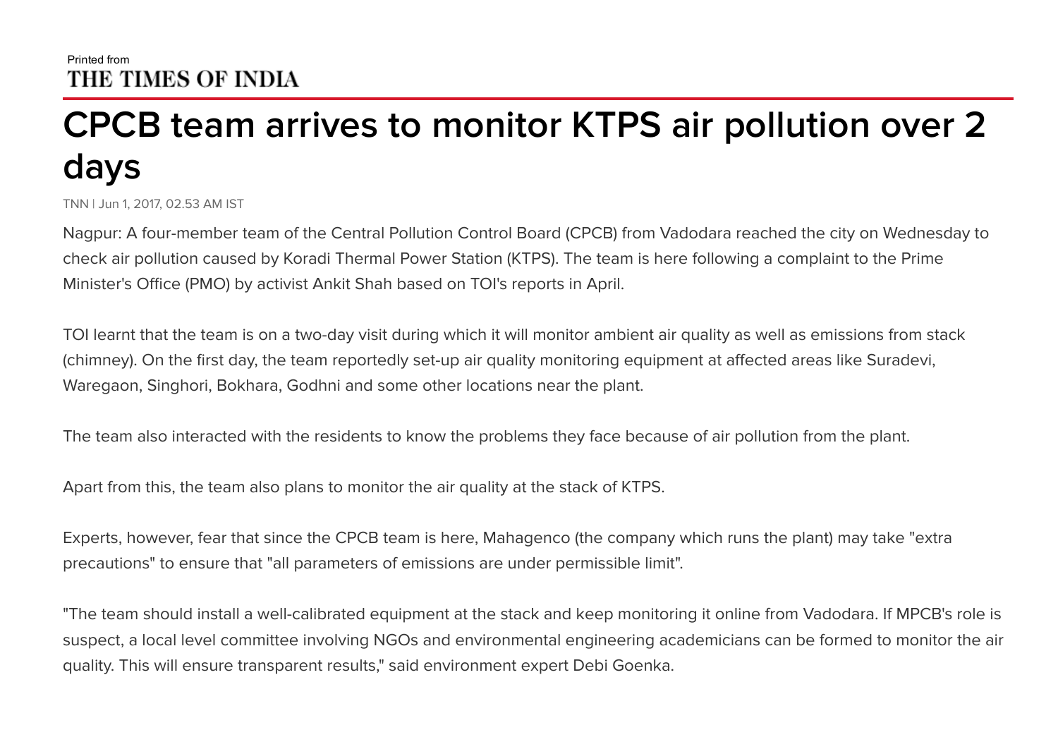Printed from
THE TIMES OF INDIA

# CPCB team arrives to monitor KTPS air pollution over 2 days

TNN | Jun 1, 2017, 02.53 AM IST

Nagpur: A four-member team of the Central Pollution Control Board (CPCB) from Vadodara reached the city on Wednesday to check air pollution caused by Koradi Thermal Power Station (KTPS). The team is here following a complaint to the Prime Minister's Office (PMO) by activist Ankit Shah based on TOI's reports in April.

TOI learnt that the team is on a two-day visit during which it will monitor ambient air quality as well as emissions from stack (chimney). On the first day, the team reportedly set-up air quality monitoring equipment at affected areas like Suradevi, Waregaon, Singhori, Bokhara, Godhni and some other locations near the plant.

The team also interacted with the residents to know the problems they face because of air pollution from the plant.

Apart from this, the team also plans to monitor the air quality at the stack of KTPS.

Experts, however, fear that since the CPCB team is here, Mahagenco (the company which runs the plant) may take "extra precautions" to ensure that "all parameters of emissions are under permissible limit".

"The team should install a well-calibrated equipment at the stack and keep monitoring it online from Vadodara. If MPCB's role is suspect, a local level committee involving NGOs and environmental engineering academicians can be formed to monitor the air quality. This will ensure transparent results," said environment expert Debi Goenka.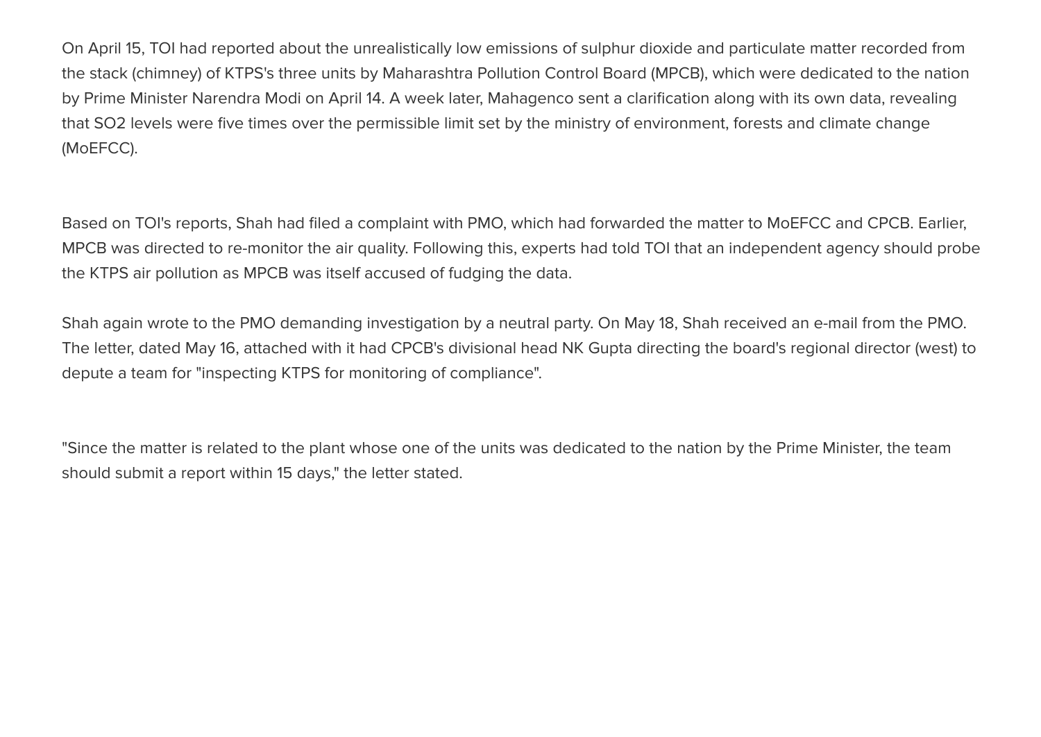On April 15, TOI had reported about the unrealistically low emissions of sulphur dioxide and particulate matter recorded from the stack (chimney) of KTPS's three units by Maharashtra Pollution Control Board (MPCB), which were dedicated to the nation by Prime Minister Narendra Modi on April 14. A week later, Mahagenco sent a clarification along with its own data, revealing that $SO_2$ levels were five times over the permissible limit set by the ministry of environment, forests and climate change (MoEFCC).

Based on TOI's reports, Shah had filed a complaint with PMO, which had forwarded the matter to MoEFCC and CPCB. Earlier, MPCB was directed to re-monitor the air quality. Following this, experts had told TOI that an independent agency should probe the KTPS air pollution as MPCB was itself accused of fudging the data.

Shah again wrote to the PMO demanding investigation by a neutral party. On May 18, Shah received an e-mail from the PMO. The letter, dated May 16, attached with it had CPCB's divisional head NK Gupta directing the board's regional director (west) to depute a team for "inspecting KTPS for monitoring of compliance".

"Since the matter is related to the plant whose one of the units was dedicated to the nation by the Prime Minister, the team should submit a report within 15 days," the letter stated.